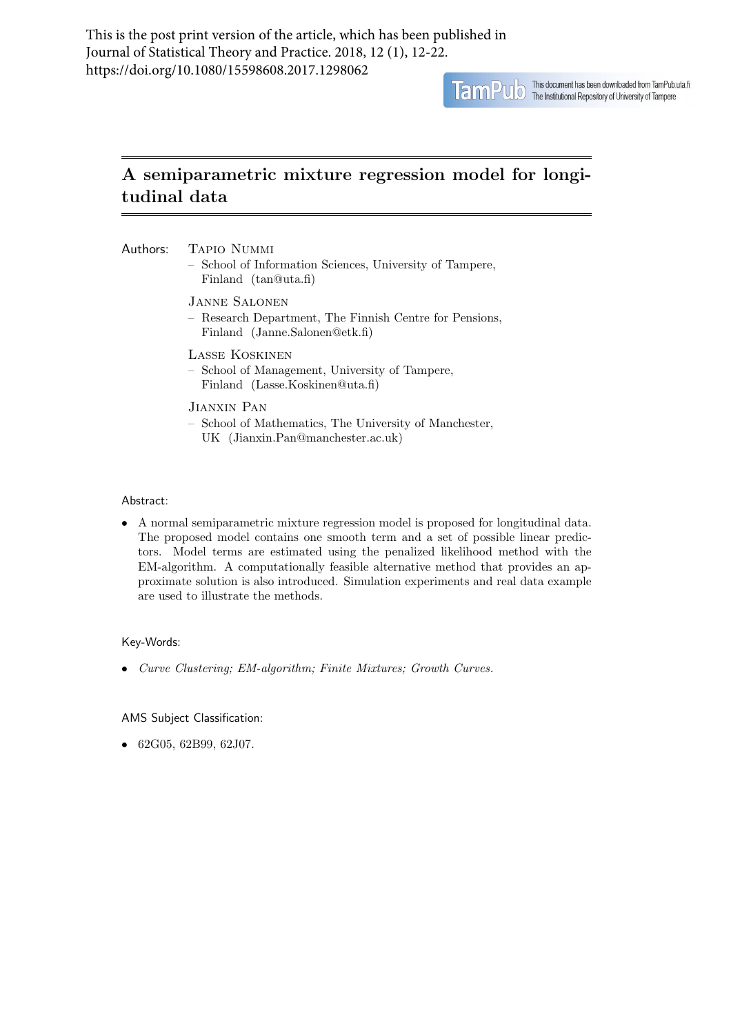This is the post print version of the article, which has been published in Journal of Statistical Theory and Practice. 2018, 12 (1), 12-22. https://doi.org/10.1080/15598608.2017.1298062

TamPub This document has been downloaded from TamPub.uta.fi The Institutional Repository of University of Tampere

# A semiparametric mixture regression model for longitudinal data

Authors: Tapio Nummi
– School of Information Sciences, University of Tampere, Finland (tan@uta.fi)

Janne Salonen
– Research Department, The Finnish Centre for Pensions, Finland (Janne.Salonen@etk.fi)

Lasse Koskinen
– School of Management, University of Tampere, Finland (Lasse.Koskinen@uta.fi)

Jianxin Pan
– School of Mathematics, The University of Manchester, UK (Jianxin.Pan@manchester.ac.uk)

Abstract:

- A normal semiparametric mixture regression model is proposed for longitudinal data. The proposed model contains one smooth term and a set of possible linear predictors. Model terms are estimated using the penalized likelihood method with the EM-algorithm. A computationally feasible alternative method that provides an approximate solution is also introduced. Simulation experiments and real data example are used to illustrate the methods.

Key-Words:

- *Curve Clustering; EM-algorithm; Finite Mixtures; Growth Curves.*

AMS Subject Classification:

- 62G05, 62B99, 62J07.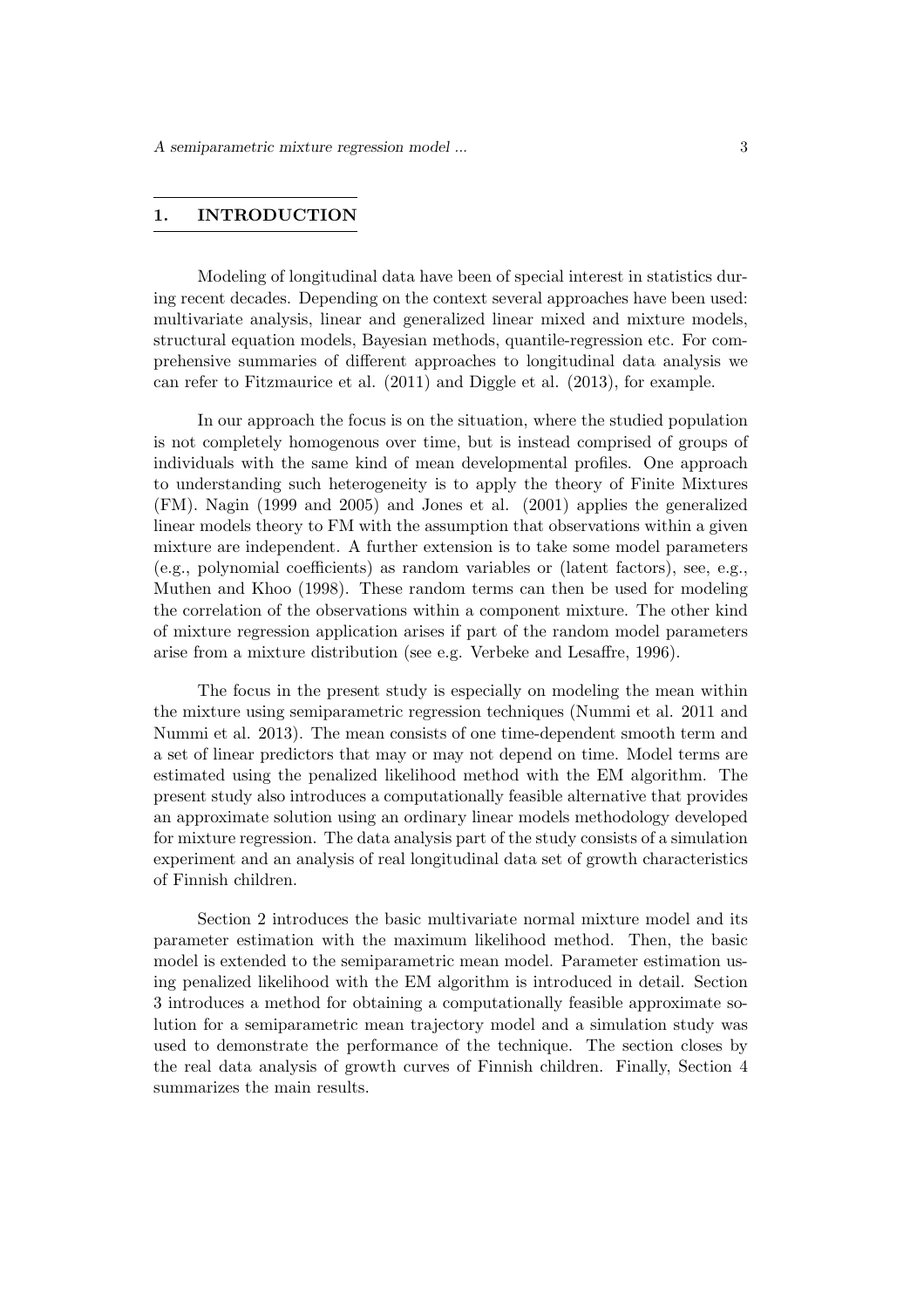## 1. INTRODUCTION

Modeling of longitudinal data have been of special interest in statistics during recent decades. Depending on the context several approaches have been used: multivariate analysis, linear and generalized linear mixed and mixture models, structural equation models, Bayesian methods, quantile-regression etc. For comprehensive summaries of different approaches to longitudinal data analysis we can refer to Fitzmaurice et al. (2011) and Diggle et al. (2013), for example.

In our approach the focus is on the situation, where the studied population is not completely homogenous over time, but is instead comprised of groups of individuals with the same kind of mean developmental profiles. One approach to understanding such heterogeneity is to apply the theory of Finite Mixtures (FM). Nagin (1999 and 2005) and Jones et al. (2001) applies the generalized linear models theory to FM with the assumption that observations within a given mixture are independent. A further extension is to take some model parameters (e.g., polynomial coefficients) as random variables or (latent factors), see, e.g., Muthen and Khoo (1998). These random terms can then be used for modeling the correlation of the observations within a component mixture. The other kind of mixture regression application arises if part of the random model parameters arise from a mixture distribution (see e.g. Verbeke and Lesaffre, 1996).

The focus in the present study is especially on modeling the mean within the mixture using semiparametric regression techniques (Nummi et al. 2011 and Nummi et al. 2013). The mean consists of one time-dependent smooth term and a set of linear predictors that may or may not depend on time. Model terms are estimated using the penalized likelihood method with the EM algorithm. The present study also introduces a computationally feasible alternative that provides an approximate solution using an ordinary linear models methodology developed for mixture regression. The data analysis part of the study consists of a simulation experiment and an analysis of real longitudinal data set of growth characteristics of Finnish children.

Section 2 introduces the basic multivariate normal mixture model and its parameter estimation with the maximum likelihood method. Then, the basic model is extended to the semiparametric mean model. Parameter estimation using penalized likelihood with the EM algorithm is introduced in detail. Section 3 introduces a method for obtaining a computationally feasible approximate solution for a semiparametric mean trajectory model and a simulation study was used to demonstrate the performance of the technique. The section closes by the real data analysis of growth curves of Finnish children. Finally, Section 4 summarizes the main results.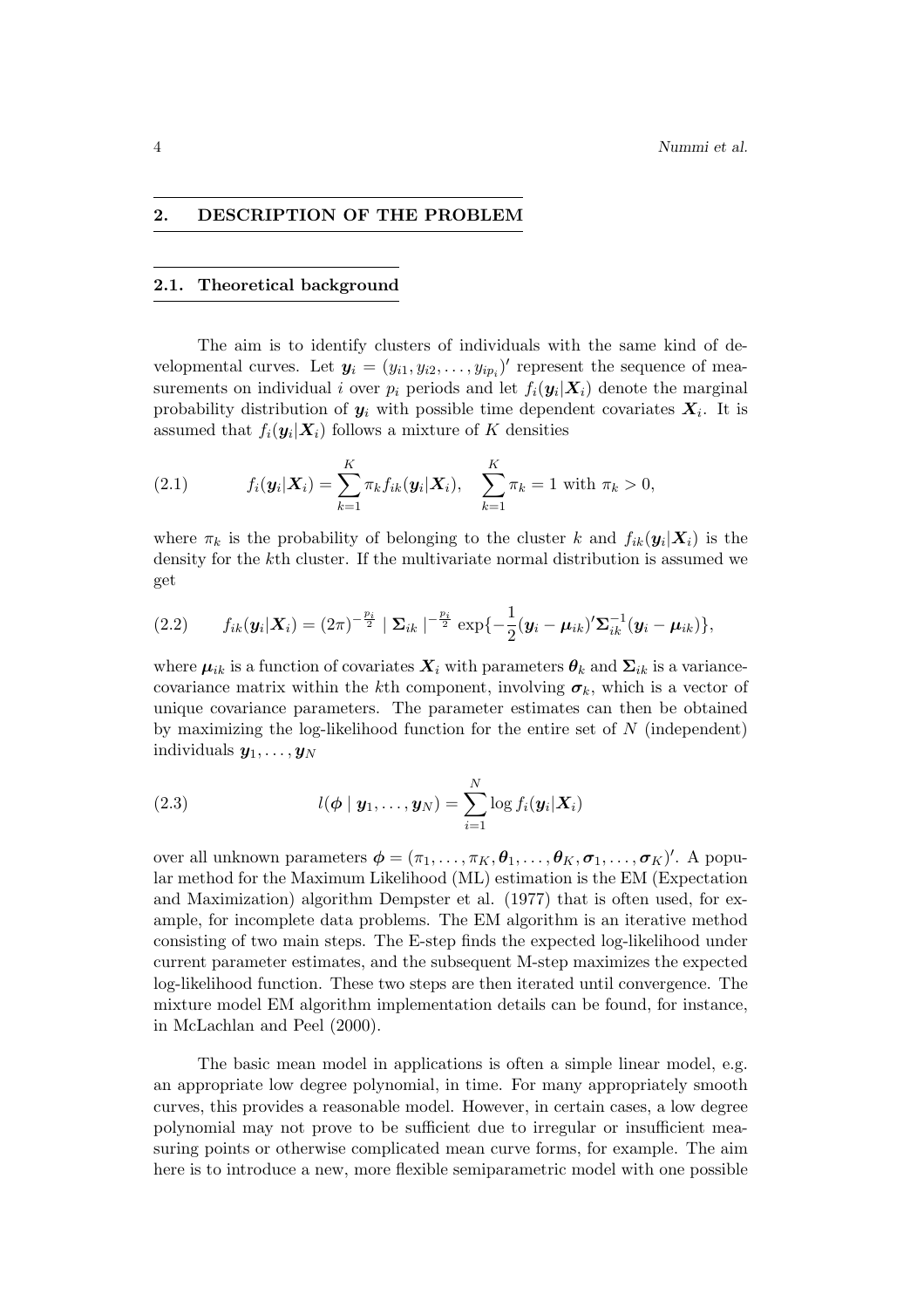## 2. DESCRIPTION OF THE PROBLEM

### 2.1. Theoretical background

The aim is to identify clusters of individuals with the same kind of developmental curves. Let $\boldsymbol{y}_i = (y_{i1}, y_{i2}, \ldots, y_{ip_i})'$ represent the sequence of measurements on individual $i$ over $p_i$ periods and let $f_i(\boldsymbol{y}_i|\boldsymbol{X}_i)$ denote the marginal probability distribution of $\boldsymbol{y}_i$ with possible time dependent covariates $\boldsymbol{X}_i$. It is assumed that $f_i(\boldsymbol{y}_i|\boldsymbol{X}_i)$ follows a mixture of $K$ densities

$$f_i(\boldsymbol{y}_i|\boldsymbol{X}_i) = \sum_{k=1}^{K} \pi_k f_{ik}(\boldsymbol{y}_i|\boldsymbol{X}_i), \quad \sum_{k=1}^{K} \pi_k = 1 \text{ with } \pi_k > 0, \tag{2.1}$$

where $\pi_k$ is the probability of belonging to the cluster $k$ and $f_{ik}(\boldsymbol{y}_i|\boldsymbol{X}_i)$ is the density for the $k$th cluster. If the multivariate normal distribution is assumed we get

$$f_{ik}(\boldsymbol{y}_i|\boldsymbol{X}_i) = (2\pi)^{-\frac{p_i}{2}} \mid \boldsymbol{\Sigma}_{ik} \mid^{-\frac{p_i}{2}} \exp\{-\frac{1}{2}(\boldsymbol{y}_i - \boldsymbol{\mu}_{ik})'\boldsymbol{\Sigma}_{ik}^{-1}(\boldsymbol{y}_i - \boldsymbol{\mu}_{ik})\}, \tag{2.2}$$

where $\boldsymbol{\mu}_{ik}$ is a function of covariates $\boldsymbol{X}_i$ with parameters $\boldsymbol{\theta}_k$ and $\boldsymbol{\Sigma}_{ik}$ is a variance-covariance matrix within the $k$th component, involving $\boldsymbol{\sigma}_k$, which is a vector of unique covariance parameters. The parameter estimates can then be obtained by maximizing the log-likelihood function for the entire set of $N$ (independent) individuals $\boldsymbol{y}_1, \ldots, \boldsymbol{y}_N$

$$l(\boldsymbol{\phi} \mid \boldsymbol{y}_1, \ldots, \boldsymbol{y}_N) = \sum_{i=1}^{N} \log f_i(\boldsymbol{y}_i|\boldsymbol{X}_i) \tag{2.3}$$

over all unknown parameters $\boldsymbol{\phi} = (\pi_1, \ldots, \pi_K, \boldsymbol{\theta}_1, \ldots, \boldsymbol{\theta}_K, \boldsymbol{\sigma}_1, \ldots, \boldsymbol{\sigma}_K)'$. A popular method for the Maximum Likelihood (ML) estimation is the EM (Expectation and Maximization) algorithm Dempster et al. (1977) that is often used, for example, for incomplete data problems. The EM algorithm is an iterative method consisting of two main steps. The E-step finds the expected log-likelihood under current parameter estimates, and the subsequent M-step maximizes the expected log-likelihood function. These two steps are then iterated until convergence. The mixture model EM algorithm implementation details can be found, for instance, in McLachlan and Peel (2000).

The basic mean model in applications is often a simple linear model, e.g. an appropriate low degree polynomial, in time. For many appropriately smooth curves, this provides a reasonable model. However, in certain cases, a low degree polynomial may not prove to be sufficient due to irregular or insufficient measuring points or otherwise complicated mean curve forms, for example. The aim here is to introduce a new, more flexible semiparametric model with one possible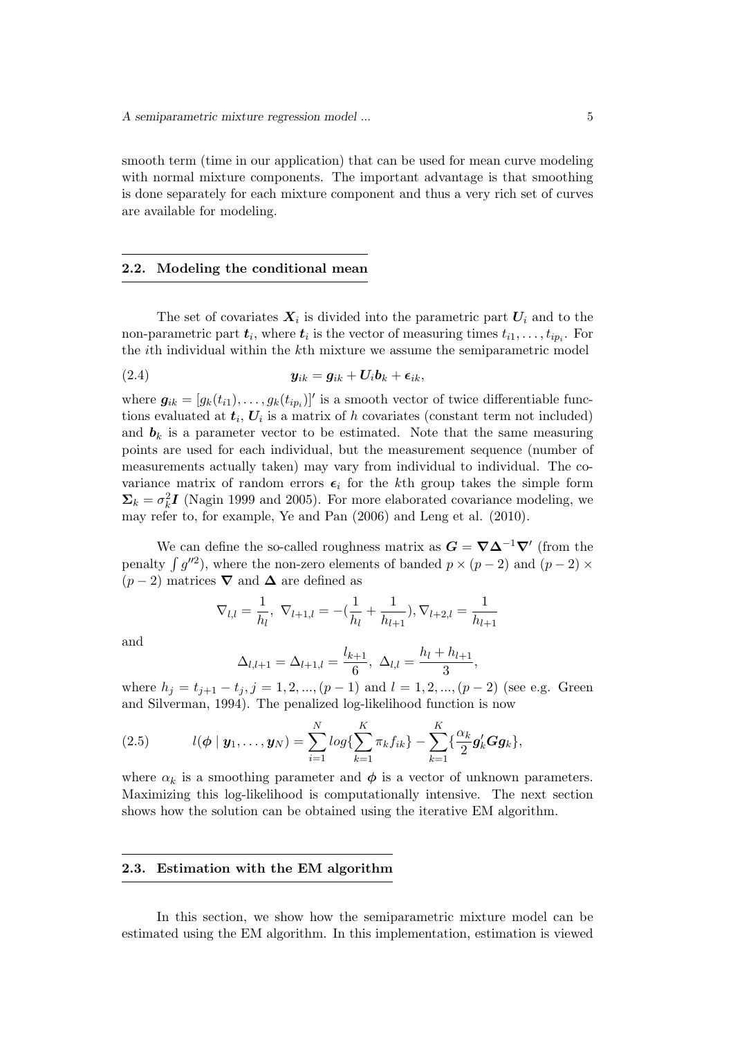smooth term (time in our application) that can be used for mean curve modeling with normal mixture components. The important advantage is that smoothing is done separately for each mixture component and thus a very rich set of curves are available for modeling.

## 2.2. Modeling the conditional mean

The set of covariates $\boldsymbol{X}_i$ is divided into the parametric part $\boldsymbol{U}_i$ and to the non-parametric part $\boldsymbol{t}_i$, where $\boldsymbol{t}_i$ is the vector of measuring times $t_{i1}, \ldots, t_{ip_i}$. For the $i$th individual within the $k$th mixture we assume the semiparametric model

$$\boldsymbol{y}_{ik} = \boldsymbol{g}_{ik} + \boldsymbol{U}_i \boldsymbol{b}_k + \boldsymbol{\epsilon}_{ik}, \tag{2.4}$$

where $\boldsymbol{g}_{ik} = [g_k(t_{i1}), \ldots, g_k(t_{ip_i})]'$ is a smooth vector of twice differentiable functions evaluated at $\boldsymbol{t}_i$, $\boldsymbol{U}_i$ is a matrix of $h$ covariates (constant term not included) and $\boldsymbol{b}_k$ is a parameter vector to be estimated. Note that the same measuring points are used for each individual, but the measurement sequence (number of measurements actually taken) may vary from individual to individual. The covariance matrix of random errors $\boldsymbol{\epsilon}_i$ for the $k$th group takes the simple form $\boldsymbol{\Sigma}_k = \sigma_k^2 \boldsymbol{I}$ (Nagin 1999 and 2005). For more elaborated covariance modeling, we may refer to, for example, Ye and Pan (2006) and Leng et al. (2010).

We can define the so-called roughness matrix as $\boldsymbol{G} = \boldsymbol{\nabla} \boldsymbol{\Delta}^{-1} \boldsymbol{\nabla}'$ (from the penalty $\int g''^2$), where the non-zero elements of banded $p \times (p-2)$ and $(p-2) \times (p-2)$ matrices $\boldsymbol{\nabla}$ and $\boldsymbol{\Delta}$ are defined as

$$\nabla_{l,l} = \frac{1}{h_l}, \ \nabla_{l+1,l} = -(\frac{1}{h_l} + \frac{1}{h_{l+1}}), \nabla_{l+2,l} = \frac{1}{h_{l+1}}$$

and

$$\Delta_{l,l+1} = \Delta_{l+1,l} = \frac{l_{k+1}}{6}, \ \Delta_{l,l} = \frac{h_l + h_{l+1}}{3},$$

where $h_j = t_{j+1} - t_j, j = 1, 2, ..., (p-1)$ and $l = 1, 2, ..., (p-2)$ (see e.g. Green and Silverman, 1994). The penalized log-likelihood function is now

$$l(\boldsymbol{\phi} \mid \boldsymbol{y}_1, \ldots, \boldsymbol{y}_N) = \sum_{i=1}^{N} log\{\sum_{k=1}^{K} \pi_k f_{ik}\} - \sum_{k=1}^{K} \{\frac{\alpha_k}{2} \boldsymbol{g}_k' \boldsymbol{G} \boldsymbol{g}_k\}, \tag{2.5}$$

where $\alpha_k$ is a smoothing parameter and $\boldsymbol{\phi}$ is a vector of unknown parameters. Maximizing this log-likelihood is computationally intensive. The next section shows how the solution can be obtained using the iterative EM algorithm.

## 2.3. Estimation with the EM algorithm

In this section, we show how the semiparametric mixture model can be estimated using the EM algorithm. In this implementation, estimation is viewed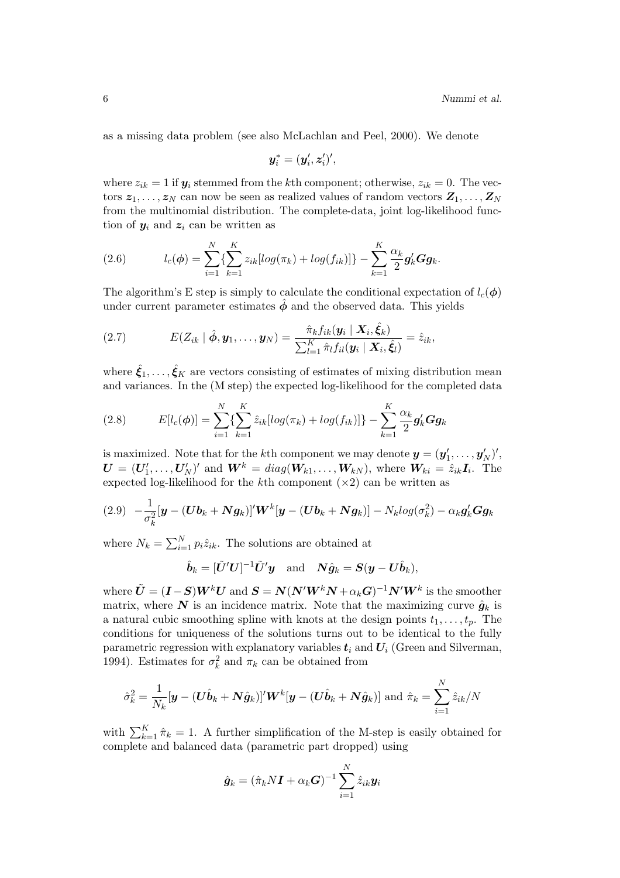as a missing data problem (see also McLachlan and Peel, 2000). We denote

$$\boldsymbol{y}_i^* = (\boldsymbol{y}_i', \boldsymbol{z}_i')',$$

where $z_{ik} = 1$ if $\boldsymbol{y}_i$ stemmed from the $k$th component; otherwise, $z_{ik} = 0$. The vectors $\boldsymbol{z}_1, \ldots, \boldsymbol{z}_N$ can now be seen as realized values of random vectors $\boldsymbol{Z}_1, \ldots, \boldsymbol{Z}_N$ from the multinomial distribution. The complete-data, joint log-likelihood function of $\boldsymbol{y}_i$ and $\boldsymbol{z}_i$ can be written as

$$l_c(\boldsymbol{\phi}) = \sum_{i=1}^{N} \{ \sum_{k=1}^{K} z_{ik} [log(\pi_k) + log(f_{ik})] \} - \sum_{k=1}^{K} \frac{\alpha_k}{2} \boldsymbol{g}_k' \boldsymbol{G} \boldsymbol{g}_k. \tag{2.6}$$

The algorithm's E step is simply to calculate the conditional expectation of $l_c(\boldsymbol{\phi})$ under current parameter estimates $\hat{\boldsymbol{\phi}}$ and the observed data. This yields

$$E(Z_{ik} \mid \hat{\boldsymbol{\phi}}, \boldsymbol{y}_1, \ldots, \boldsymbol{y}_N) = \frac{\hat{\pi}_k f_{ik}(\boldsymbol{y}_i \mid \boldsymbol{X}_i, \hat{\boldsymbol{\xi}}_k)}{\sum_{l=1}^{K} \hat{\pi}_l f_{il}(\boldsymbol{y}_i \mid \boldsymbol{X}_i, \hat{\boldsymbol{\xi}}_l)} = \hat{z}_{ik}, \tag{2.7}$$

where $\hat{\boldsymbol{\xi}}_1, \ldots, \hat{\boldsymbol{\xi}}_K$ are vectors consisting of estimates of mixing distribution mean and variances. In the (M step) the expected log-likelihood for the completed data

$$E[l_c(\boldsymbol{\phi})] = \sum_{i=1}^{N} \{ \sum_{k=1}^{K} \hat{z}_{ik} [log(\pi_k) + log(f_{ik})] \} - \sum_{k=1}^{K} \frac{\alpha_k}{2} \boldsymbol{g}_k' \boldsymbol{G} \boldsymbol{g}_k \tag{2.8}$$

is maximized. Note that for the $k$th component we may denote $\boldsymbol{y} = (\boldsymbol{y}_1', \ldots, \boldsymbol{y}_N')'$, $\boldsymbol{U} = (\boldsymbol{U}_1', \ldots, \boldsymbol{U}_N')'$ and $\boldsymbol{W}^k = diag(\boldsymbol{W}_{k1}, \ldots, \boldsymbol{W}_{kN})$, where $\boldsymbol{W}_{ki} = \hat{z}_{ik} \boldsymbol{I}_i$. The expected log-likelihood for the $k$th component ($\times 2$) can be written as

$$-\frac{1}{\sigma_k^2} [\boldsymbol{y} - (\boldsymbol{U}\boldsymbol{b}_k + \boldsymbol{N}\boldsymbol{g}_k)]' \boldsymbol{W}^k [\boldsymbol{y} - (\boldsymbol{U}\boldsymbol{b}_k + \boldsymbol{N}\boldsymbol{g}_k)] - N_k log(\sigma_k^2) - \alpha_k \boldsymbol{g}_k' \boldsymbol{G} \boldsymbol{g}_k \tag{2.9}$$

where $N_k = \sum_{i=1}^{N} p_i \hat{z}_{ik}$. The solutions are obtained at

$$\hat{\boldsymbol{b}}_k = [\tilde{\boldsymbol{U}}' \boldsymbol{U}]^{-1} \tilde{\boldsymbol{U}}' \boldsymbol{y} \quad \text{and} \quad \boldsymbol{N} \hat{\boldsymbol{g}}_k = \boldsymbol{S}(\boldsymbol{y} - \boldsymbol{U} \hat{\boldsymbol{b}}_k),$$

where $\tilde{\boldsymbol{U}} = (\boldsymbol{I} - \boldsymbol{S}) \boldsymbol{W}^k \boldsymbol{U}$ and $\boldsymbol{S} = \boldsymbol{N}(\boldsymbol{N}' \boldsymbol{W}^k \boldsymbol{N} + \alpha_k \boldsymbol{G})^{-1} \boldsymbol{N}' \boldsymbol{W}^k$ is the smoother matrix, where $\boldsymbol{N}$ is an incidence matrix. Note that the maximizing curve $\hat{\boldsymbol{g}}_k$ is a natural cubic smoothing spline with knots at the design points $t_1, \ldots, t_p$. The conditions for uniqueness of the solutions turns out to be identical to the fully parametric regression with explanatory variables $\boldsymbol{t}_i$ and $\boldsymbol{U}_i$ (Green and Silverman, 1994). Estimates for $\sigma_k^2$ and $\pi_k$ can be obtained from

$$\hat{\sigma}_k^2 = \frac{1}{N_k} [\boldsymbol{y} - (\boldsymbol{U}\hat{\boldsymbol{b}}_k + \boldsymbol{N}\hat{\boldsymbol{g}}_k)]' \boldsymbol{W}^k [\boldsymbol{y} - (\boldsymbol{U}\hat{\boldsymbol{b}}_k + \boldsymbol{N}\hat{\boldsymbol{g}}_k)] \text{ and } \hat{\pi}_k = \sum_{i=1}^{N} \hat{z}_{ik} / N$$

with $\sum_{k=1}^{K} \hat{\pi}_k = 1$. A further simplification of the M-step is easily obtained for complete and balanced data (parametric part dropped) using

$$\hat{\boldsymbol{g}}_k = (\hat{\pi}_k N \boldsymbol{I} + \alpha_k \boldsymbol{G})^{-1} \sum_{i=1}^{N} \hat{z}_{ik} \boldsymbol{y}_i$$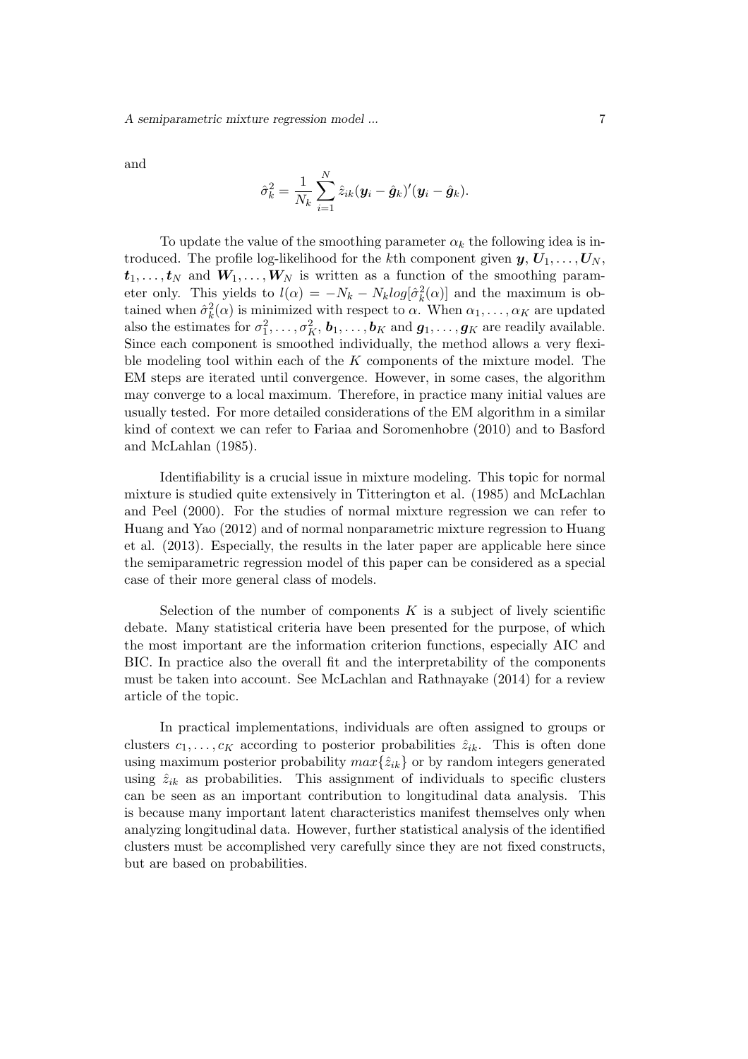and

$$\hat{\sigma}_k^2 = \frac{1}{N_k} \sum_{i=1}^{N} \hat{z}_{ik} (\boldsymbol{y}_i - \hat{\boldsymbol{g}}_k)'(\boldsymbol{y}_i - \hat{\boldsymbol{g}}_k).$$

To update the value of the smoothing parameter $\alpha_k$ the following idea is introduced. The profile log-likelihood for the $k$th component given $\boldsymbol{y}$, $\boldsymbol{U}_1, \ldots, \boldsymbol{U}_N$, $\boldsymbol{t}_1, \ldots, \boldsymbol{t}_N$ and $\boldsymbol{W}_1, \ldots, \boldsymbol{W}_N$ is written as a function of the smoothing parameter only. This yields to $l(\alpha) = -N_k - N_k log[\hat{\sigma}_k^2(\alpha)]$ and the maximum is obtained when $\hat{\sigma}_k^2(\alpha)$ is minimized with respect to $\alpha$. When $\alpha_1, \ldots, \alpha_K$ are updated also the estimates for $\sigma_1^2, \ldots, \sigma_K^2$, $\boldsymbol{b}_1, \ldots, \boldsymbol{b}_K$ and $\boldsymbol{g}_1, \ldots, \boldsymbol{g}_K$ are readily available. Since each component is smoothed individually, the method allows a very flexible modeling tool within each of the $K$ components of the mixture model. The EM steps are iterated until convergence. However, in some cases, the algorithm may converge to a local maximum. Therefore, in practice many initial values are usually tested. For more detailed considerations of the EM algorithm in a similar kind of context we can refer to Fariaa and Soromenhobre (2010) and to Basford and McLahlan (1985).

Identifiability is a crucial issue in mixture modeling. This topic for normal mixture is studied quite extensively in Titterington et al. (1985) and McLachlan and Peel (2000). For the studies of normal mixture regression we can refer to Huang and Yao (2012) and of normal nonparametric mixture regression to Huang et al. (2013). Especially, the results in the later paper are applicable here since the semiparametric regression model of this paper can be considered as a special case of their more general class of models.

Selection of the number of components $K$ is a subject of lively scientific debate. Many statistical criteria have been presented for the purpose, of which the most important are the information criterion functions, especially AIC and BIC. In practice also the overall fit and the interpretability of the components must be taken into account. See McLachlan and Rathnayake (2014) for a review article of the topic.

In practical implementations, individuals are often assigned to groups or clusters $c_1, \ldots, c_K$ according to posterior probabilities $\hat{z}_{ik}$. This is often done using maximum posterior probability $max\{\hat{z}_{ik}\}$ or by random integers generated using $\hat{z}_{ik}$ as probabilities. This assignment of individuals to specific clusters can be seen as an important contribution to longitudinal data analysis. This is because many important latent characteristics manifest themselves only when analyzing longitudinal data. However, further statistical analysis of the identified clusters must be accomplished very carefully since they are not fixed constructs, but are based on probabilities.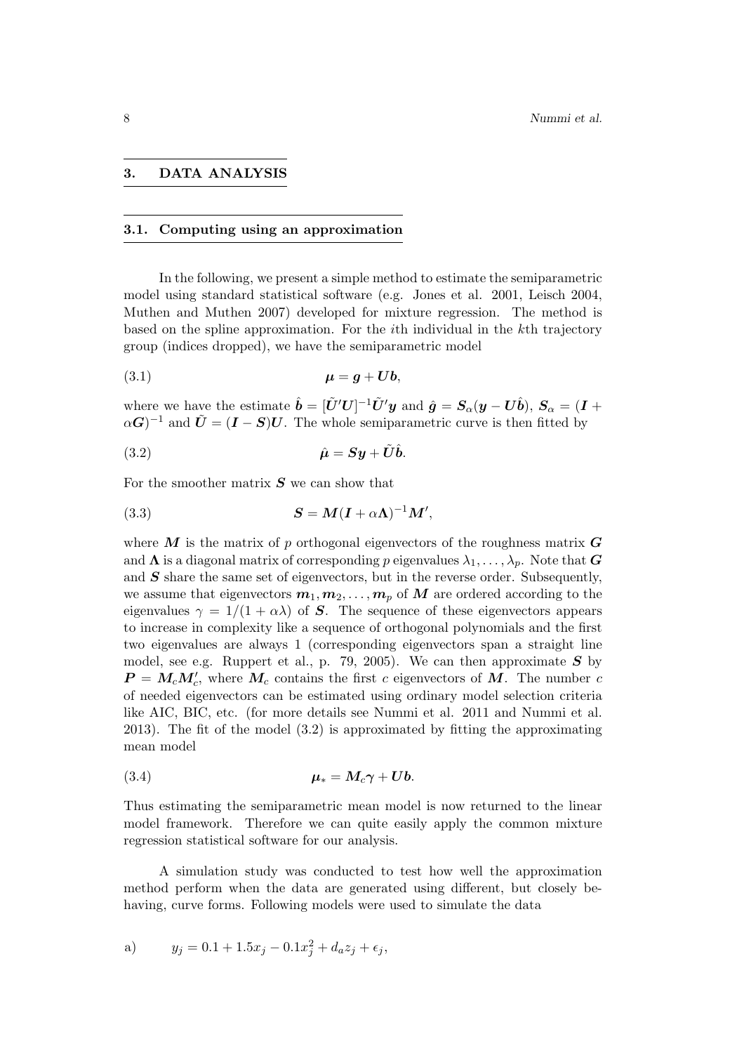## 3. DATA ANALYSIS

### 3.1. Computing using an approximation

In the following, we present a simple method to estimate the semiparametric model using standard statistical software (e.g. Jones et al. 2001, Leisch 2004, Muthen and Muthen 2007) developed for mixture regression. The method is based on the spline approximation. For the $i$th individual in the $k$th trajectory group (indices dropped), we have the semiparametric model

$$\boldsymbol{\mu} = \boldsymbol{g} + \boldsymbol{U}\boldsymbol{b}, \tag{3.1}$$

where we have the estimate $\hat{\boldsymbol{b}} = [\tilde{\boldsymbol{U}}'\boldsymbol{U}]^{-1}\tilde{\boldsymbol{U}}'\boldsymbol{y}$ and $\hat{\boldsymbol{g}} = \boldsymbol{S}_\alpha(\boldsymbol{y} - \boldsymbol{U}\hat{\boldsymbol{b}})$, $\boldsymbol{S}_\alpha = (\boldsymbol{I} + \alpha\boldsymbol{G})^{-1}$ and $\tilde{\boldsymbol{U}} = (\boldsymbol{I} - \boldsymbol{S})\boldsymbol{U}$. The whole semiparametric curve is then fitted by

$$\hat{\boldsymbol{\mu}} = \boldsymbol{S}\boldsymbol{y} + \tilde{\boldsymbol{U}}\hat{\boldsymbol{b}}. \tag{3.2}$$

For the smoother matrix $\boldsymbol{S}$ we can show that

$$\boldsymbol{S} = \boldsymbol{M}(\boldsymbol{I} + \alpha\boldsymbol{\Lambda})^{-1}\boldsymbol{M}', \tag{3.3}$$

where $\boldsymbol{M}$ is the matrix of $p$ orthogonal eigenvectors of the roughness matrix $\boldsymbol{G}$ and $\boldsymbol{\Lambda}$ is a diagonal matrix of corresponding $p$ eigenvalues $\lambda_1, \ldots, \lambda_p$. Note that $\boldsymbol{G}$ and $\boldsymbol{S}$ share the same set of eigenvectors, but in the reverse order. Subsequently, we assume that eigenvectors $\boldsymbol{m}_1, \boldsymbol{m}_2, \ldots, \boldsymbol{m}_p$ of $\boldsymbol{M}$ are ordered according to the eigenvalues $\gamma = 1/(1 + \alpha\lambda)$ of $\boldsymbol{S}$. The sequence of these eigenvectors appears to increase in complexity like a sequence of orthogonal polynomials and the first two eigenvalues are always 1 (corresponding eigenvectors span a straight line model, see e.g. Ruppert et al., p. 79, 2005). We can then approximate $\boldsymbol{S}$ by $\boldsymbol{P} = \boldsymbol{M}_c\boldsymbol{M}_c'$, where $\boldsymbol{M}_c$ contains the first $c$ eigenvectors of $\boldsymbol{M}$. The number $c$ of needed eigenvectors can be estimated using ordinary model selection criteria like AIC, BIC, etc. (for more details see Nummi et al. 2011 and Nummi et al. 2013). The fit of the model (3.2) is approximated by fitting the approximating mean model

$$\boldsymbol{\mu}_* = \boldsymbol{M}_c\boldsymbol{\gamma} + \boldsymbol{U}\boldsymbol{b}. \tag{3.4}$$

Thus estimating the semiparametric mean model is now returned to the linear model framework. Therefore we can quite easily apply the common mixture regression statistical software for our analysis.

A simulation study was conducted to test how well the approximation method perform when the data are generated using different, but closely behaving, curve forms. Following models were used to simulate the data

a) $\quad y_j = 0.1 + 1.5x_j - 0.1x_j^2 + d_a z_j + \epsilon_j,$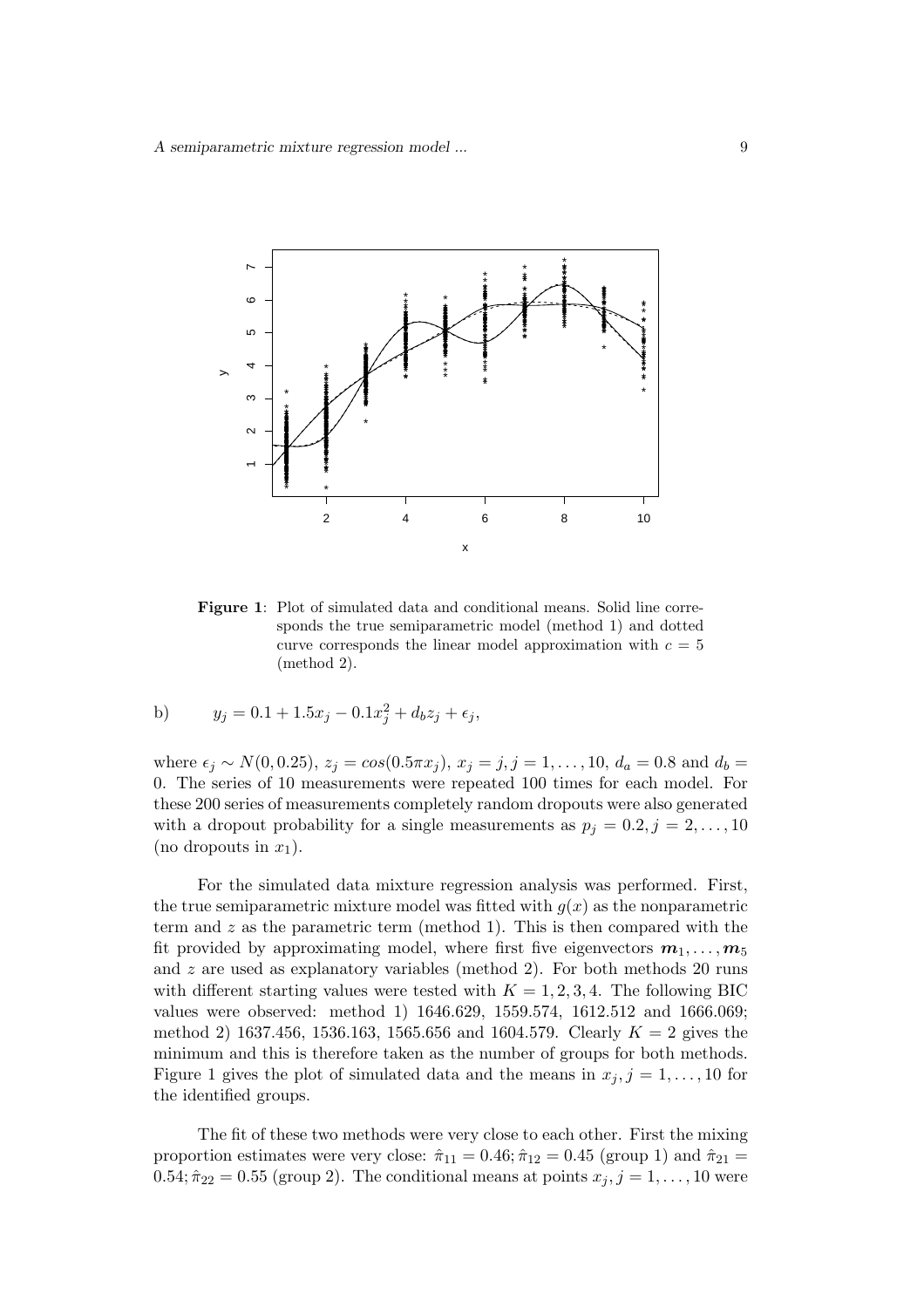**Figure 1**: Plot of simulated data and conditional means. Solid line corresponds the true semiparametric model (method 1) and dotted curve corresponds the linear model approximation with $c = 5$ (method 2).

b) $$y_j = 0.1 + 1.5x_j - 0.1x_j^2 + d_b z_j + \epsilon_j,$$

where $\epsilon_j \sim N(0, 0.25)$, $z_j = cos(0.5\pi x_j)$, $x_j = j, j = 1, \ldots, 10$, $d_a = 0.8$ and $d_b = 0$. The series of 10 measurements were repeated 100 times for each model. For these 200 series of measurements completely random dropouts were also generated with a dropout probability for a single measurements as $p_j = 0.2, j = 2, \ldots, 10$ (no dropouts in $x_1$).

For the simulated data mixture regression analysis was performed. First, the true semiparametric mixture model was fitted with $g(x)$ as the nonparametric term and $z$ as the parametric term (method 1). This is then compared with the fit provided by approximating model, where first five eigenvectors $\boldsymbol{m}_1, \ldots, \boldsymbol{m}_5$ and $z$ are used as explanatory variables (method 2). For both methods 20 runs with different starting values were tested with $K = 1, 2, 3, 4$. The following BIC values were observed: method 1) 1646.629, 1559.574, 1612.512 and 1666.069; method 2) 1637.456, 1536.163, 1565.656 and 1604.579. Clearly $K = 2$ gives the minimum and this is therefore taken as the number of groups for both methods. Figure 1 gives the plot of simulated data and the means in $x_j, j = 1, \ldots, 10$ for the identified groups.

The fit of these two methods were very close to each other. First the mixing proportion estimates were very close: $\hat{\pi}_{11} = 0.46; \hat{\pi}_{12} = 0.45$ (group 1) and $\hat{\pi}_{21} = 0.54; \hat{\pi}_{22} = 0.55$ (group 2). The conditional means at points $x_j, j = 1, \ldots, 10$ were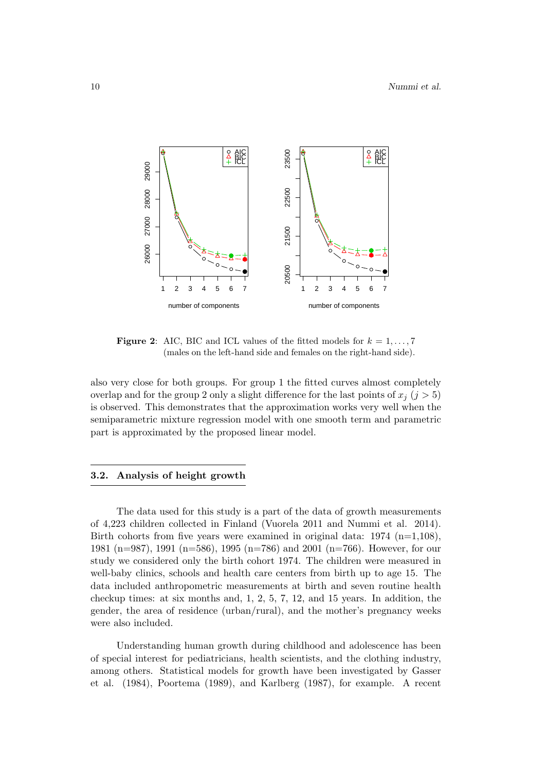**Figure 2**: AIC, BIC and ICL values of the fitted models for $k = 1, \ldots, 7$ (males on the left-hand side and females on the right-hand side).

also very close for both groups. For group 1 the fitted curves almost completely overlap and for the group 2 only a slight difference for the last points of $x_j$ ($j > 5$) is observed. This demonstrates that the approximation works very well when the semiparametric mixture regression model with one smooth term and parametric part is approximated by the proposed linear model.

### 3.2. Analysis of height growth

The data used for this study is a part of the data of growth measurements of 4,223 children collected in Finland (Vuorela 2011 and Nummi et al. 2014). Birth cohorts from five years were examined in original data: 1974 (n=1,108), 1981 (n=987), 1991 (n=586), 1995 (n=786) and 2001 (n=766). However, for our study we considered only the birth cohort 1974. The children were measured in well-baby clinics, schools and health care centers from birth up to age 15. The data included anthropometric measurements at birth and seven routine health checkup times: at six months and, 1, 2, 5, 7, 12, and 15 years. In addition, the gender, the area of residence (urban/rural), and the mother's pregnancy weeks were also included.

Understanding human growth during childhood and adolescence has been of special interest for pediatricians, health scientists, and the clothing industry, among others. Statistical models for growth have been investigated by Gasser et al. (1984), Poortema (1989), and Karlberg (1987), for example. A recent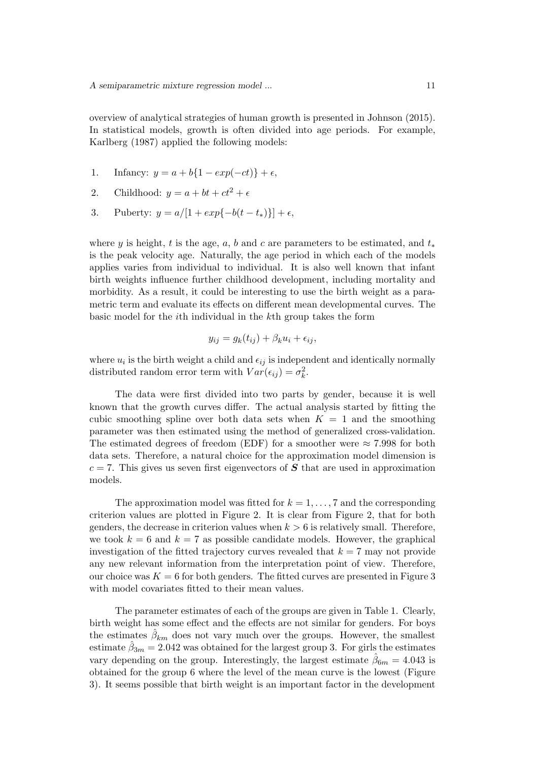overview of analytical strategies of human growth is presented in Johnson (2015). In statistical models, growth is often divided into age periods. For example, Karlberg (1987) applied the following models:

1. Infancy: $y = a + b\{1 - exp(-ct)\} + \epsilon$,
2. Childhood: $y = a + bt + ct^2 + \epsilon$
3. Puberty: $y = a/[1 + exp\{-b(t - t_*)\}] + \epsilon$,

where $y$ is height, $t$ is the age, $a$, $b$ and $c$ are parameters to be estimated, and $t_*$ is the peak velocity age. Naturally, the age period in which each of the models applies varies from individual to individual. It is also well known that infant birth weights influence further childhood development, including mortality and morbidity. As a result, it could be interesting to use the birth weight as a parametric term and evaluate its effects on different mean developmental curves. The basic model for the $i$th individual in the $k$th group takes the form

$$y_{ij} = g_k(t_{ij}) + \beta_k u_i + \epsilon_{ij},$$

where $u_i$ is the birth weight a child and $\epsilon_{ij}$ is independent and identically normally distributed random error term with $Var(\epsilon_{ij}) = \sigma_k^2$.

The data were first divided into two parts by gender, because it is well known that the growth curves differ. The actual analysis started by fitting the cubic smoothing spline over both data sets when $K = 1$ and the smoothing parameter was then estimated using the method of generalized cross-validation. The estimated degrees of freedom (EDF) for a smoother were $\approx 7.998$ for both data sets. Therefore, a natural choice for the approximation model dimension is $c = 7$. This gives us seven first eigenvectors of $\boldsymbol{S}$ that are used in approximation models.

The approximation model was fitted for $k = 1, \ldots, 7$ and the corresponding criterion values are plotted in Figure 2. It is clear from Figure 2, that for both genders, the decrease in criterion values when $k > 6$ is relatively small. Therefore, we took $k = 6$ and $k = 7$ as possible candidate models. However, the graphical investigation of the fitted trajectory curves revealed that $k = 7$ may not provide any new relevant information from the interpretation point of view. Therefore, our choice was $K = 6$ for both genders. The fitted curves are presented in Figure 3 with model covariates fitted to their mean values.

The parameter estimates of each of the groups are given in Table 1. Clearly, birth weight has some effect and the effects are not similar for genders. For boys the estimates $\hat{\beta}_{km}$ does not vary much over the groups. However, the smallest estimate $\hat{\beta}_{3m} = 2.042$ was obtained for the largest group 3. For girls the estimates vary depending on the group. Interestingly, the largest estimate $\hat{\beta}_{6m} = 4.043$ is obtained for the group 6 where the level of the mean curve is the lowest (Figure 3). It seems possible that birth weight is an important factor in the development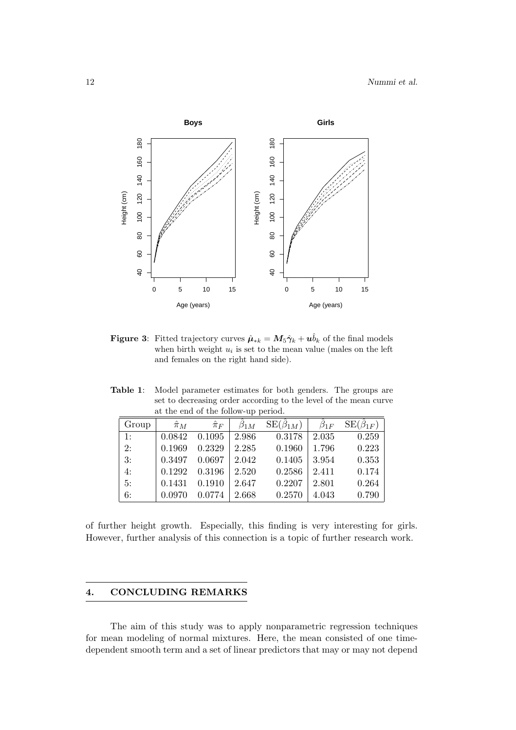**Figure 3**: Fitted trajectory curves $\hat{\boldsymbol{\mu}}_{*k} = \boldsymbol{M}_5\hat{\boldsymbol{\gamma}}_k + \boldsymbol{u}\hat{b}_k$ of the final models when birth weight $u_i$ is set to the mean value (males on the left and females on the right hand side).

**Table 1**: Model parameter estimates for both genders. The groups are set to decreasing order according to the level of the mean curve at the end of the follow-up period.

| Group | $\hat{\pi}_M$ | $\hat{\pi}_F$ | $\hat{\beta}_{1M}$ | $\mathrm{SE}(\hat{\beta}_{1M})$ | $\hat{\beta}_{1F}$ | $\mathrm{SE}(\hat{\beta}_{1F})$ |
|---|---|---|---|---|---|---|
| 1: | 0.0842 | 0.1095 | 2.986 | 0.3178 | 2.035 | 0.259 |
| 2: | 0.1969 | 0.2329 | 2.285 | 0.1960 | 1.796 | 0.223 |
| 3: | 0.3497 | 0.0697 | 2.042 | 0.1405 | 3.954 | 0.353 |
| 4: | 0.1292 | 0.3196 | 2.520 | 0.2586 | 2.411 | 0.174 |
| 5: | 0.1431 | 0.1910 | 2.647 | 0.2207 | 2.801 | 0.264 |
| 6: | 0.0970 | 0.0774 | 2.668 | 0.2570 | 4.043 | 0.790 |

of further height growth. Especially, this finding is very interesting for girls. However, further analysis of this connection is a topic of further research work.

## 4. CONCLUDING REMARKS

The aim of this study was to apply nonparametric regression techniques for mean modeling of normal mixtures. Here, the mean consisted of one time-dependent smooth term and a set of linear predictors that may or may not depend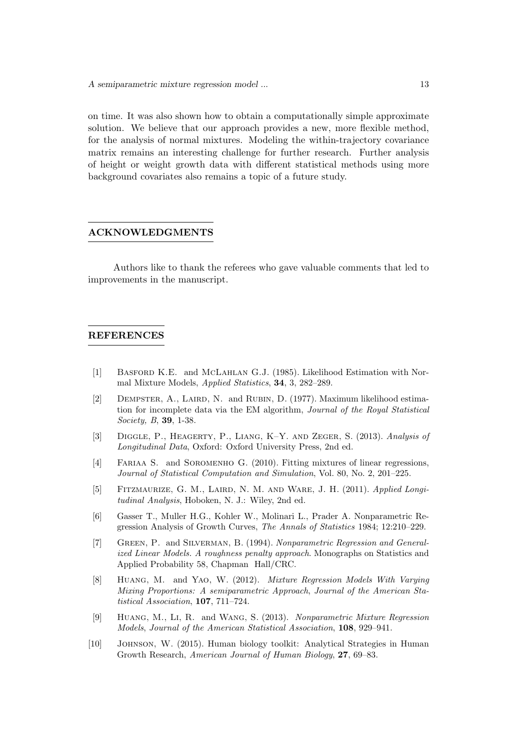on time. It was also shown how to obtain a computationally simple approximate solution. We believe that our approach provides a new, more flexible method, for the analysis of normal mixtures. Modeling the within-trajectory covariance matrix remains an interesting challenge for further research. Further analysis of height or weight growth data with different statistical methods using more background covariates also remains a topic of a future study.

## ACKNOWLEDGMENTS

Authors like to thank the referees who gave valuable comments that led to improvements in the manuscript.

## REFERENCES

[1] Basford K.E. and McLahlan G.J. (1985). Likelihood Estimation with Normal Mixture Models, *Applied Statistics*, **34**, 3, 282–289.

[2] Dempster, A., Laird, N. and Rubin, D. (1977). Maximum likelihood estimation for incomplete data via the EM algorithm, *Journal of the Royal Statistical Society, B*, **39**, 1-38.

[3] Diggle, P., Heagerty, P., Liang, K–Y. and Zeger, S. (2013). *Analysis of Longitudinal Data*, Oxford: Oxford University Press, 2nd ed.

[4] Fariaa S. and Soromenho G. (2010). Fitting mixtures of linear regressions, *Journal of Statistical Computation and Simulation*, Vol. 80, No. 2, 201–225.

[5] Fitzmaurize, G. M., Laird, N. M. and Ware, J. H. (2011). *Applied Longitudinal Analysis*, Hoboken, N. J.: Wiley, 2nd ed.

[6] Gasser T., Muller H.G., Kohler W., Molinari L., Prader A. Nonparametric Regression Analysis of Growth Curves, *The Annals of Statistics* 1984; 12:210–229.

[7] Green, P. and Silverman, B. (1994). *Nonparametric Regression and Generalized Linear Models. A roughness penalty approach*. Monographs on Statistics and Applied Probability 58, Chapman Hall/CRC.

[8] Huang, M. and Yao, W. (2012). *Mixture Regression Models With Varying Mixing Proportions: A semiparametric Approach*, *Journal of the American Statistical Association*, **107**, 711–724.

[9] Huang, M., Li, R. and Wang, S. (2013). *Nonparametric Mixture Regression Models*, *Journal of the American Statistical Association*, **108**, 929–941.

[10] Johnson, W. (2015). Human biology toolkit: Analytical Strategies in Human Growth Research, *American Journal of Human Biology*, **27**, 69–83.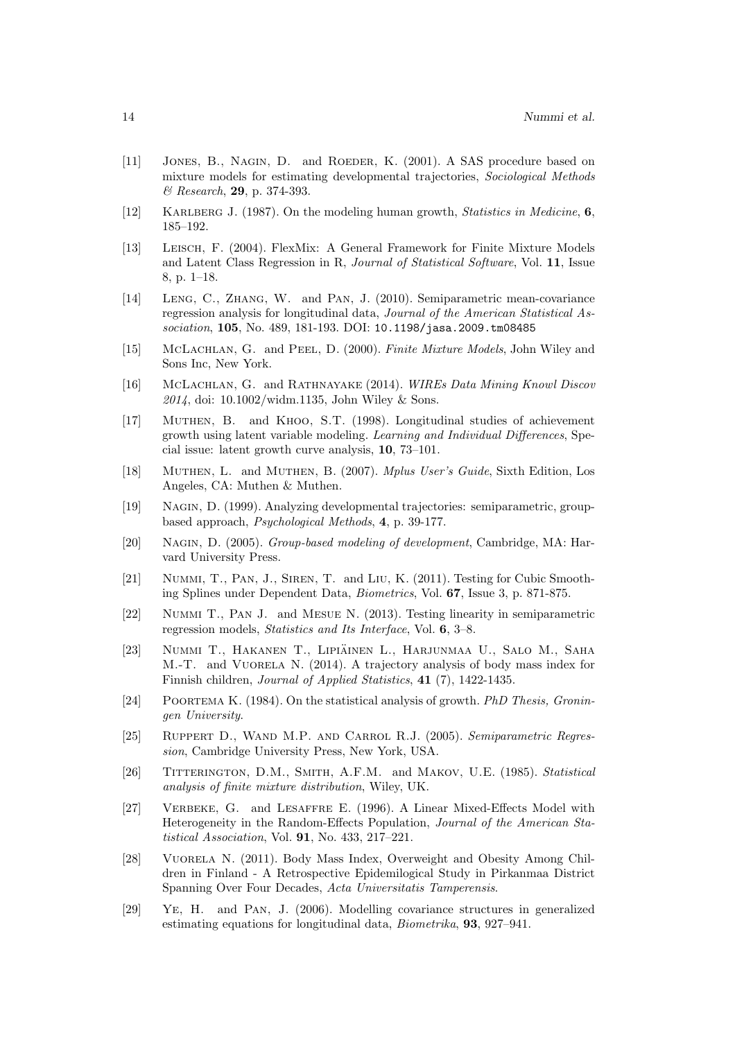[11] Jones, B., Nagin, D. and Roeder, K. (2001). A SAS procedure based on mixture models for estimating developmental trajectories, *Sociological Methods & Research*, **29**, p. 374-393.

[12] Karlberg J. (1987). On the modeling human growth, *Statistics in Medicine*, **6**, 185–192.

[13] Leisch, F. (2004). FlexMix: A General Framework for Finite Mixture Models and Latent Class Regression in R, *Journal of Statistical Software*, Vol. **11**, Issue 8, p. 1–18.

[14] Leng, C., Zhang, W. and Pan, J. (2010). Semiparametric mean-covariance regression analysis for longitudinal data, *Journal of the American Statistical Association*, **105**, No. 489, 181-193. DOI: `10.1198/jasa.2009.tm08485`

[15] McLachlan, G. and Peel, D. (2000). *Finite Mixture Models*, John Wiley and Sons Inc, New York.

[16] McLachlan, G. and Rathnayake (2014). *WIREs Data Mining Knowl Discov 2014*, doi: 10.1002/widm.1135, John Wiley & Sons.

[17] Muthen, B. and Khoo, S.T. (1998). Longitudinal studies of achievement growth using latent variable modeling. *Learning and Individual Differences*, Special issue: latent growth curve analysis, **10**, 73–101.

[18] Muthen, L. and Muthen, B. (2007). *Mplus User's Guide*, Sixth Edition, Los Angeles, CA: Muthen & Muthen.

[19] Nagin, D. (1999). Analyzing developmental trajectories: semiparametric, group-based approach, *Psychological Methods*, **4**, p. 39-177.

[20] Nagin, D. (2005). *Group-based modeling of development*, Cambridge, MA: Harvard University Press.

[21] Nummi, T., Pan, J., Siren, T. and Liu, K. (2011). Testing for Cubic Smoothing Splines under Dependent Data, *Biometrics*, Vol. **67**, Issue 3, p. 871-875.

[22] Nummi T., Pan J. and Mesue N. (2013). Testing linearity in semiparametric regression models, *Statistics and Its Interface*, Vol. **6**, 3–8.

[23] Nummi T., Hakanen T., Lipiäinen L., Harjunmaa U., Salo M., Saha M.-T. and Vuorela N. (2014). A trajectory analysis of body mass index for Finnish children, *Journal of Applied Statistics*, **41** (7), 1422-1435.

[24] Poortema K. (1984). On the statistical analysis of growth. *PhD Thesis, Groningen University*.

[25] Ruppert D., Wand M.P. and Carrol R.J. (2005). *Semiparametric Regression*, Cambridge University Press, New York, USA.

[26] Titterington, D.M., Smith, A.F.M. and Makov, U.E. (1985). *Statistical analysis of finite mixture distribution*, Wiley, UK.

[27] Verbeke, G. and Lesaffre E. (1996). A Linear Mixed-Effects Model with Heterogeneity in the Random-Effects Population, *Journal of the American Statistical Association*, Vol. **91**, No. 433, 217–221.

[28] Vuorela N. (2011). Body Mass Index, Overweight and Obesity Among Children in Finland - A Retrospective Epidemilogical Study in Pirkanmaa District Spanning Over Four Decades, *Acta Universitatis Tamperensis*.

[29] Ye, H. and Pan, J. (2006). Modelling covariance structures in generalized estimating equations for longitudinal data, *Biometrika*, **93**, 927–941.